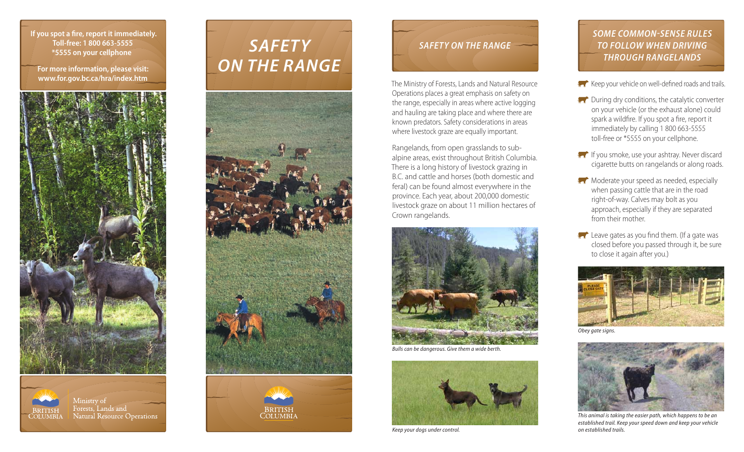**If you spot a fire, report it immediately.**
**Toll-free: 1 800 663-5555**
***5555 on your cellphone**

**For more information, please visit:**
**www.for.gov.bc.ca/hra/index.htm**

British Columbia | Ministry of Forests, Lands and Natural Resource Operations

# *SAFETY ON THE RANGE*

British Columbia

## *SAFETY ON THE RANGE*

The Ministry of Forests, Lands and Natural Resource Operations places a great emphasis on safety on the range, especially in areas where active logging and hauling are taking place and where there are known predators. Safety considerations in areas where livestock graze are equally important.

Rangelands, from open grasslands to sub-alpine areas, exist throughout British Columbia. There is a long history of livestock grazing in B.C. and cattle and horses (both domestic and feral) can be found almost everywhere in the province. Each year, about 200,000 domestic livestock graze on about 11 million hectares of Crown rangelands.

*Bulls can be dangerous. Give them a wide berth.*

*Keep your dogs under control.*

## *SOME COMMON-SENSE RULES TO FOLLOW WHEN DRIVING THROUGH RANGELANDS*

- Keep your vehicle on well-defined roads and trails.
- During dry conditions, the catalytic converter on your vehicle (or the exhaust alone) could spark a wildfire. If you spot a fire, report it immediately by calling 1 800 663-5555 toll-free or *5555 on your cellphone.
- If you smoke, use your ashtray. Never discard cigarette butts on rangelands or along roads.
- Moderate your speed as needed, especially when passing cattle that are in the road right-of-way. Calves may bolt as you approach, especially if they are separated from their mother.
- Leave gates as you find them. (If a gate was closed before you passed through it, be sure to close it again after you.)

*Obey gate signs.*

*This animal is taking the easier path, which happens to be an established trail. Keep your speed down and keep your vehicle on established trails.*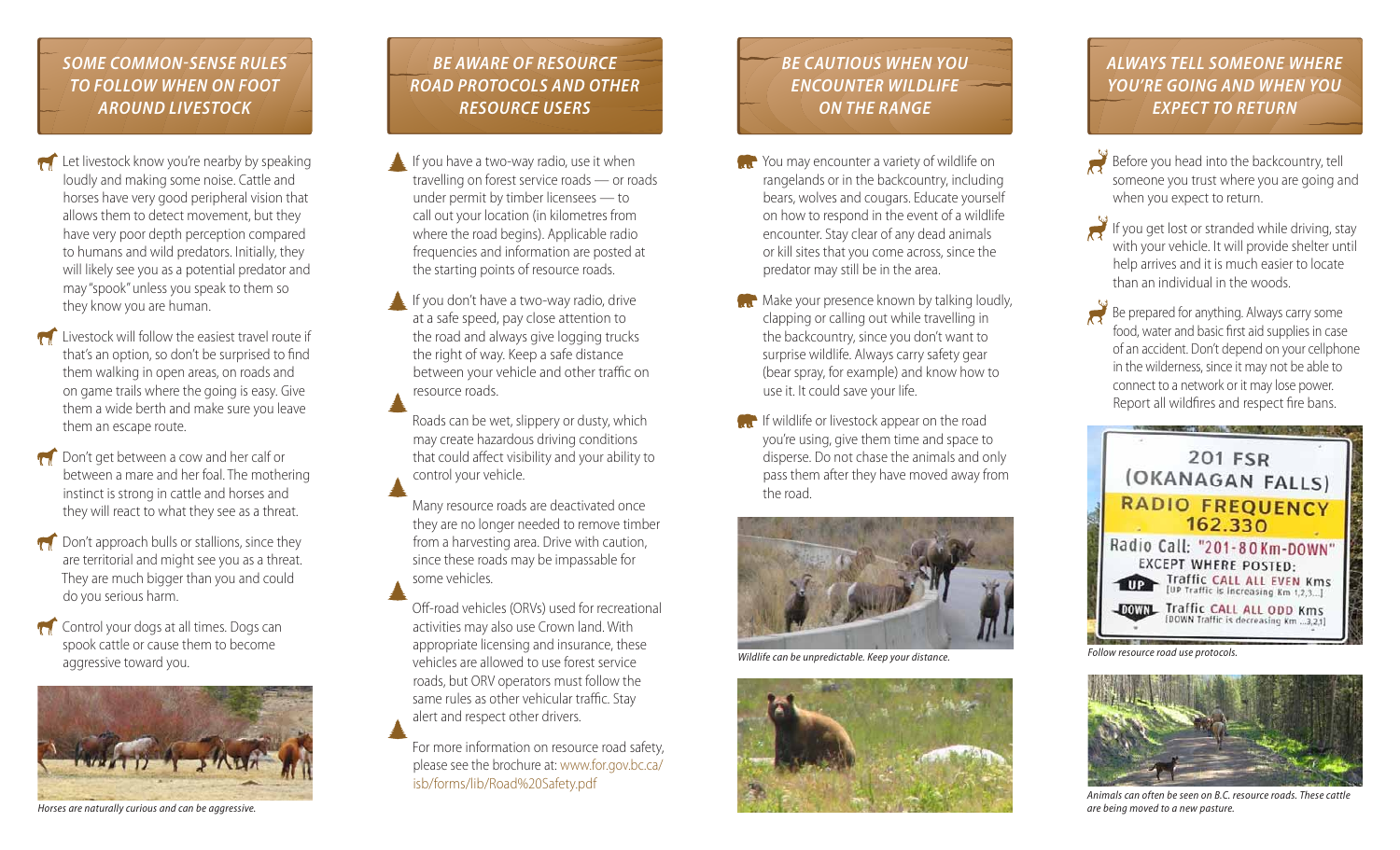## SOME COMMON-SENSE RULES TO FOLLOW WHEN ON FOOT AROUND LIVESTOCK

- Let livestock know you're nearby by speaking loudly and making some noise. Cattle and horses have very good peripheral vision that allows them to detect movement, but they have very poor depth perception compared to humans and wild predators. Initially, they will likely see you as a potential predator and may "spook" unless you speak to them so they know you are human.
- Livestock will follow the easiest travel route if that's an option, so don't be surprised to find them walking in open areas, on roads and on game trails where the going is easy. Give them a wide berth and make sure you leave them an escape route.
- Don't get between a cow and her calf or between a mare and her foal. The mothering instinct is strong in cattle and horses and they will react to what they see as a threat.
- Don't approach bulls or stallions, since they are territorial and might see you as a threat. They are much bigger than you and could do you serious harm.
- Control your dogs at all times. Dogs can spook cattle or cause them to become aggressive toward you.

*Horses are naturally curious and can be aggressive.*

## BE AWARE OF RESOURCE ROAD PROTOCOLS AND OTHER RESOURCE USERS

- If you have a two-way radio, use it when travelling on forest service roads — or roads under permit by timber licensees — to call out your location (in kilometres from where the road begins). Applicable radio frequencies and information are posted at the starting points of resource roads.
- If you don't have a two-way radio, drive at a safe speed, pay close attention to the road and always give logging trucks the right of way. Keep a safe distance between your vehicle and other traffic on resource roads.
- Roads can be wet, slippery or dusty, which may create hazardous driving conditions that could affect visibility and your ability to control your vehicle.
- Many resource roads are deactivated once they are no longer needed to remove timber from a harvesting area. Drive with caution, since these roads may be impassable for some vehicles.
- Off-road vehicles (ORVs) used for recreational activities may also use Crown land. With appropriate licensing and insurance, these vehicles are allowed to use forest service roads, but ORV operators must follow the same rules as other vehicular traffic. Stay alert and respect other drivers.
- For more information on resource road safety, please see the brochure at: www.for.gov.bc.ca/isb/forms/lib/Road%20Safety.pdf

## BE CAUTIOUS WHEN YOU ENCOUNTER WILDLIFE ON THE RANGE

- You may encounter a variety of wildlife on rangelands or in the backcountry, including bears, wolves and cougars. Educate yourself on how to respond in the event of a wildlife encounter. Stay clear of any dead animals or kill sites that you come across, since the predator may still be in the area.
- Make your presence known by talking loudly, clapping or calling out while travelling in the backcountry, since you don't want to surprise wildlife. Always carry safety gear (bear spray, for example) and know how to use it. It could save your life.
- If wildlife or livestock appear on the road you're using, give them time and space to disperse. Do not chase the animals and only pass them after they have moved away from the road.

*Wildlife can be unpredictable. Keep your distance.*

## ALWAYS TELL SOMEONE WHERE YOU'RE GOING AND WHEN YOU EXPECT TO RETURN

- Before you head into the backcountry, tell someone you trust where you are going and when you expect to return.
- If you get lost or stranded while driving, stay with your vehicle. It will provide shelter until help arrives and it is much easier to locate than an individual in the woods.
- Be prepared for anything. Always carry some food, water and basic first aid supplies in case of an accident. Don't depend on your cellphone in the wilderness, since it may not be able to connect to a network or it may lose power. Report all wildfires and respect fire bans.

201 FSR
(OKANAGAN FALLS)
RADIO FREQUENCY
162.330
Radio Call: "201-80Km-DOWN"
EXCEPT WHERE POSTED:
UP Traffic CALL ALL EVEN Kms [UP Traffic is Increasing Km 1,2,3...]
DOWN Traffic CALL ALL ODD Kms [DOWN Traffic is decreasing Km ...3,2,1]

*Follow resource road use protocols.*

*Animals can often be seen on B.C. resource roads. These cattle are being moved to a new pasture.*